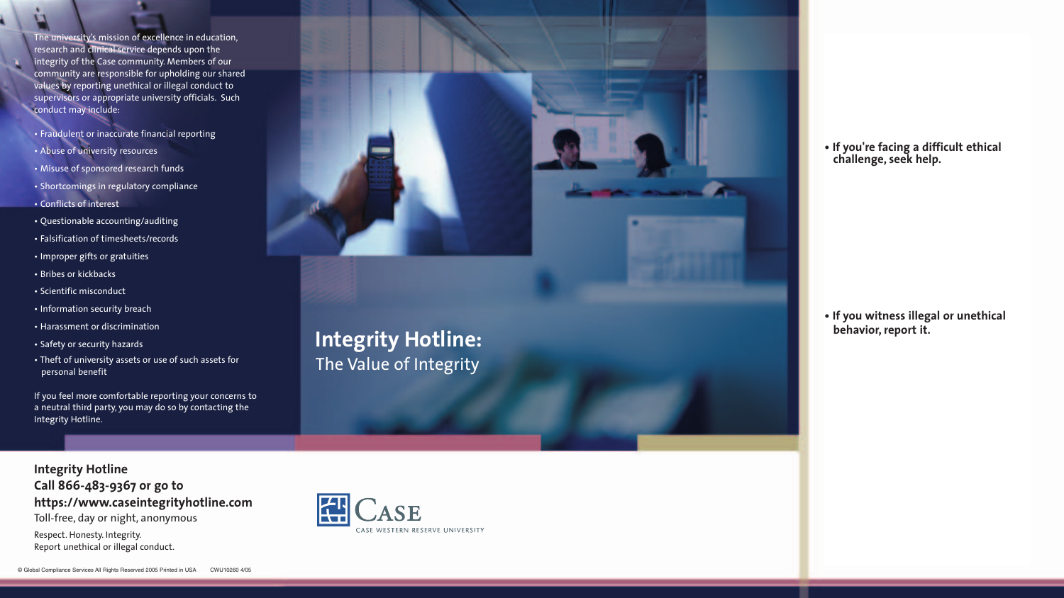The university's mission of excellence in education, research and clinical service depends upon the integrity of the Case community. Members of our community are responsible for upholding our shared values by reporting unethical or illegal conduct to supervisors or appropriate university officials. Such conduct may include:

- Fraudulent or inaccurate financial reporting
- Abuse of university resources
- Misuse of sponsored research funds
- Shortcomings in regulatory compliance
- Conflicts of interest
- Questionable accounting/auditing
- Falsification of timesheets/records
- Improper gifts or gratuities
- Bribes or kickbacks
- Scientific misconduct
- Information security breach
- Harassment or discrimination
- Safety or security hazards
- Theft of university assets or use of such assets for personal benefit

If you feel more comfortable reporting your concerns to a neutral third party, you may do so by contacting the Integrity Hotline.

# Integrity Hotline:

## The Value of Integrity

- **If you're facing a difficult ethical challenge, seek help.**
- **If you witness illegal or unethical behavior, report it.**

**Integrity Hotline**
**Call 866-483-9367 or go to**
**https://www.caseintegrityhotline.com**
Toll-free, day or night, anonymous

Respect. Honesty. Integrity.
Report unethical or illegal conduct.

CASE
CASE WESTERN RESERVE UNIVERSITY

© Global Compliance Services All Rights Reserved 2005 Printed in USA    CWU10260 4/05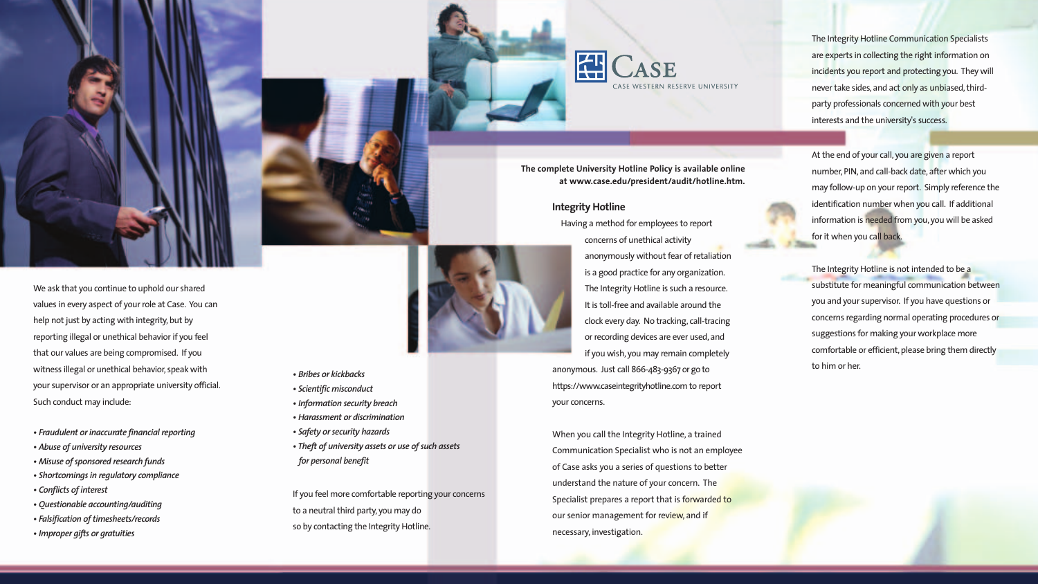We ask that you continue to uphold our shared values in every aspect of your role at Case. You can help not just by acting with integrity, but by reporting illegal or unethical behavior if you feel that our values are being compromised. If you witness illegal or unethical behavior, speak with your supervisor or an appropriate university official. Such conduct may include:

- *Fraudulent or inaccurate financial reporting*
- *Abuse of university resources*
- *Misuse of sponsored research funds*
- *Shortcomings in regulatory compliance*
- *Conflicts of interest*
- *Questionable accounting/auditing*
- *Falsification of timesheets/records*
- *Improper gifts or gratuities*
- *Bribes or kickbacks*
- *Scientific misconduct*
- *Information security breach*
- *Harassment or discrimination*
- *Safety or security hazards*
- *Theft of university assets or use of such assets for personal benefit*

If you feel more comfortable reporting your concerns to a neutral third party, you may do so by contacting the Integrity Hotline.

CASE

CASE WESTERN RESERVE UNIVERSITY

**The complete University Hotline Policy is available online at www.case.edu/president/audit/hotline.htm.**

## Integrity Hotline

Having a method for employees to report concerns of unethical activity anonymously without fear of retaliation is a good practice for any organization. The Integrity Hotline is such a resource. It is toll-free and available around the clock every day. No tracking, call-tracing or recording devices are ever used, and if you wish, you may remain completely anonymous. Just call 866-483-9367 or go to https://www.caseintegrityhotline.com to report your concerns.

When you call the Integrity Hotline, a trained Communication Specialist who is not an employee of Case asks you a series of questions to better understand the nature of your concern. The Specialist prepares a report that is forwarded to our senior management for review, and if necessary, investigation.

The Integrity Hotline Communication Specialists are experts in collecting the right information on incidents you report and protecting you. They will never take sides, and act only as unbiased, third-party professionals concerned with your best interests and the university's success.

At the end of your call, you are given a report number, PIN, and call-back date, after which you may follow-up on your report. Simply reference the identification number when you call. If additional information is needed from you, you will be asked for it when you call back.

The Integrity Hotline is not intended to be a substitute for meaningful communication between you and your supervisor. If you have questions or concerns regarding normal operating procedures or suggestions for making your workplace more comfortable or efficient, please bring them directly to him or her.